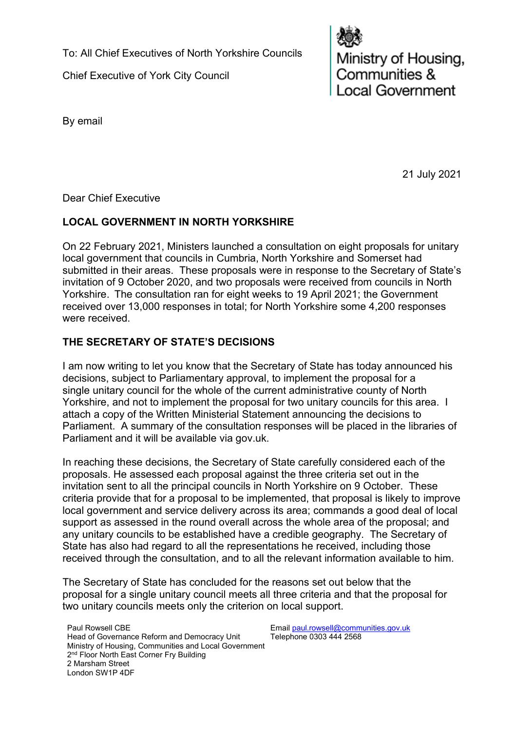To: All Chief Executives of North Yorkshire Councils

Chief Executive of York City Council

Ministry of Housing, Communities & Local Government

By email

21 July 2021

Dear Chief Executive

**LOCAL GOVERNMENT IN NORTH YORKSHIRE**

On 22 February 2021, Ministers launched a consultation on eight proposals for unitary local government that councils in Cumbria, North Yorkshire and Somerset had submitted in their areas. These proposals were in response to the Secretary of State's invitation of 9 October 2020, and two proposals were received from councils in North Yorkshire. The consultation ran for eight weeks to 19 April 2021; the Government received over 13,000 responses in total; for North Yorkshire some 4,200 responses were received.

**THE SECRETARY OF STATE'S DECISIONS**

I am now writing to let you know that the Secretary of State has today announced his decisions, subject to Parliamentary approval, to implement the proposal for a single unitary council for the whole of the current administrative county of North Yorkshire, and not to implement the proposal for two unitary councils for this area. I attach a copy of the Written Ministerial Statement announcing the decisions to Parliament. A summary of the consultation responses will be placed in the libraries of Parliament and it will be available via gov.uk.

In reaching these decisions, the Secretary of State carefully considered each of the proposals. He assessed each proposal against the three criteria set out in the invitation sent to all the principal councils in North Yorkshire on 9 October. These criteria provide that for a proposal to be implemented, that proposal is likely to improve local government and service delivery across its area; commands a good deal of local support as assessed in the round overall across the whole area of the proposal; and any unitary councils to be established have a credible geography. The Secretary of State has also had regard to all the representations he received, including those received through the consultation, and to all the relevant information available to him.

The Secretary of State has concluded for the reasons set out below that the proposal for a single unitary council meets all three criteria and that the proposal for two unitary councils meets only the criterion on local support.

Paul Rowsell CBE
Head of Governance Reform and Democracy Unit
Ministry of Housing, Communities and Local Government
2nd Floor North East Corner Fry Building
2 Marsham Street
London SW1P 4DF

Email paul.rowsell@communities.gov.uk
Telephone 0303 444 2568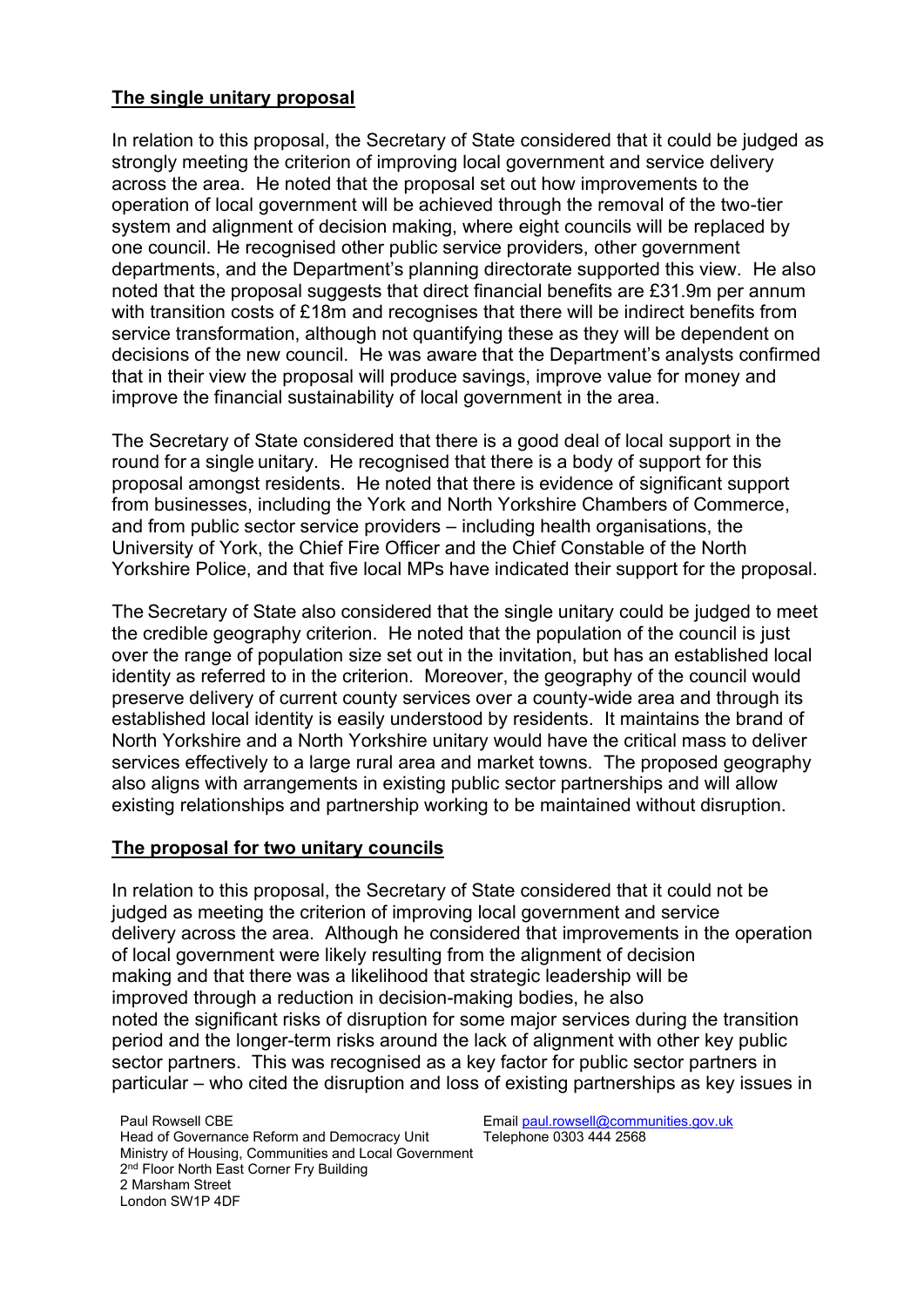**The single unitary proposal**

In relation to this proposal, the Secretary of State considered that it could be judged as strongly meeting the criterion of improving local government and service delivery across the area. He noted that the proposal set out how improvements to the operation of local government will be achieved through the removal of the two-tier system and alignment of decision making, where eight councils will be replaced by one council. He recognised other public service providers, other government departments, and the Department's planning directorate supported this view. He also noted that the proposal suggests that direct financial benefits are £31.9m per annum with transition costs of £18m and recognises that there will be indirect benefits from service transformation, although not quantifying these as they will be dependent on decisions of the new council. He was aware that the Department's analysts confirmed that in their view the proposal will produce savings, improve value for money and improve the financial sustainability of local government in the area.

The Secretary of State considered that there is a good deal of local support in the round for a single unitary. He recognised that there is a body of support for this proposal amongst residents. He noted that there is evidence of significant support from businesses, including the York and North Yorkshire Chambers of Commerce, and from public sector service providers – including health organisations, the University of York, the Chief Fire Officer and the Chief Constable of the North Yorkshire Police, and that five local MPs have indicated their support for the proposal.

The Secretary of State also considered that the single unitary could be judged to meet the credible geography criterion. He noted that the population of the council is just over the range of population size set out in the invitation, but has an established local identity as referred to in the criterion. Moreover, the geography of the council would preserve delivery of current county services over a county-wide area and through its established local identity is easily understood by residents. It maintains the brand of North Yorkshire and a North Yorkshire unitary would have the critical mass to deliver services effectively to a large rural area and market towns. The proposed geography also aligns with arrangements in existing public sector partnerships and will allow existing relationships and partnership working to be maintained without disruption.

**The proposal for two unitary councils**

In relation to this proposal, the Secretary of State considered that it could not be judged as meeting the criterion of improving local government and service delivery across the area. Although he considered that improvements in the operation of local government were likely resulting from the alignment of decision making and that there was a likelihood that strategic leadership will be improved through a reduction in decision-making bodies, he also noted the significant risks of disruption for some major services during the transition period and the longer-term risks around the lack of alignment with other key public sector partners. This was recognised as a key factor for public sector partners in particular – who cited the disruption and loss of existing partnerships as key issues in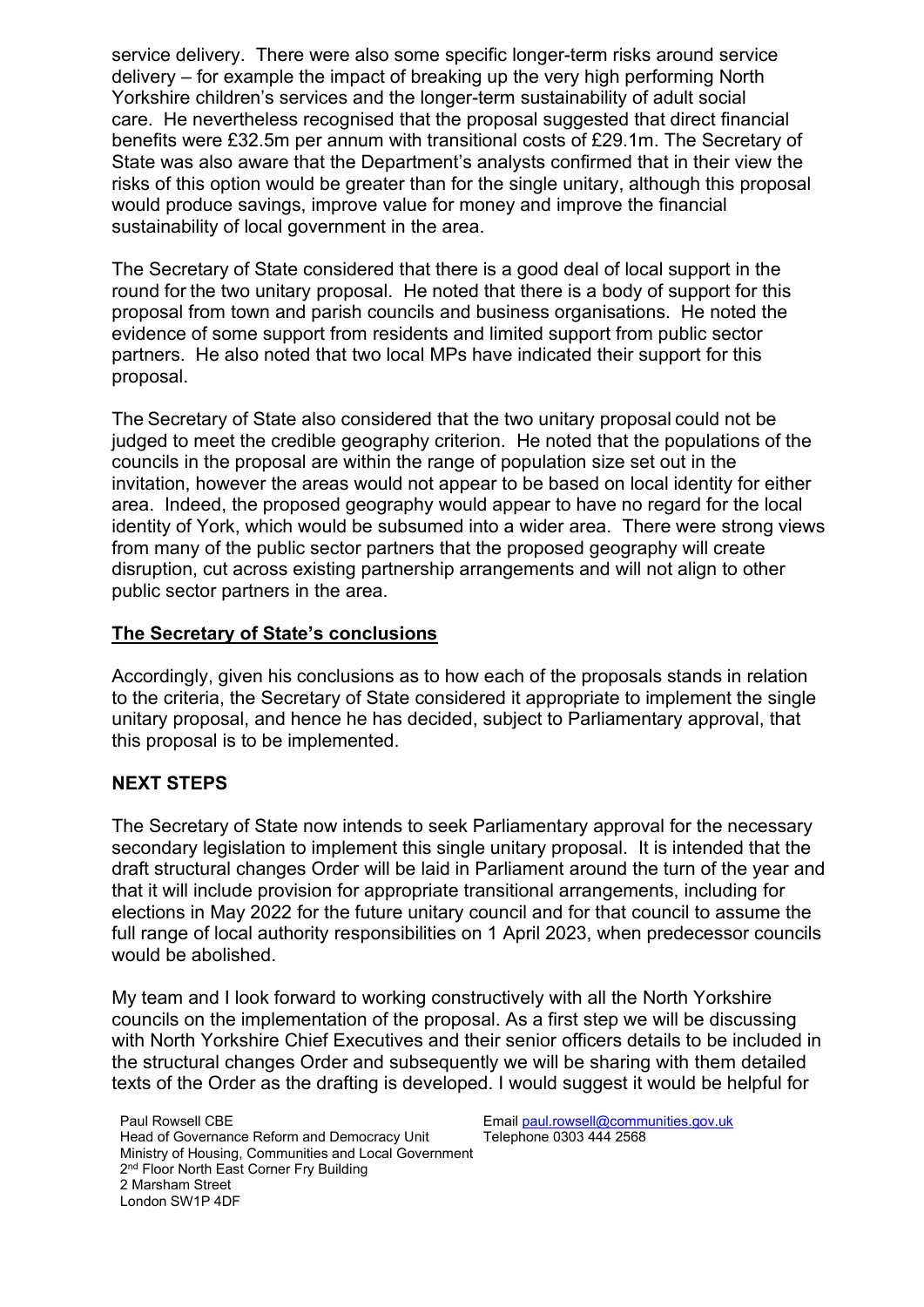service delivery. There were also some specific longer-term risks around service delivery – for example the impact of breaking up the very high performing North Yorkshire children's services and the longer-term sustainability of adult social care. He nevertheless recognised that the proposal suggested that direct financial benefits were £32.5m per annum with transitional costs of £29.1m. The Secretary of State was also aware that the Department's analysts confirmed that in their view the risks of this option would be greater than for the single unitary, although this proposal would produce savings, improve value for money and improve the financial sustainability of local government in the area.

The Secretary of State considered that there is a good deal of local support in the round for the two unitary proposal. He noted that there is a body of support for this proposal from town and parish councils and business organisations. He noted the evidence of some support from residents and limited support from public sector partners. He also noted that two local MPs have indicated their support for this proposal.

The Secretary of State also considered that the two unitary proposal could not be judged to meet the credible geography criterion. He noted that the populations of the councils in the proposal are within the range of population size set out in the invitation, however the areas would not appear to be based on local identity for either area. Indeed, the proposed geography would appear to have no regard for the local identity of York, which would be subsumed into a wider area. There were strong views from many of the public sector partners that the proposed geography will create disruption, cut across existing partnership arrangements and will not align to other public sector partners in the area.

**<u>The Secretary of State's conclusions</u>**

Accordingly, given his conclusions as to how each of the proposals stands in relation to the criteria, the Secretary of State considered it appropriate to implement the single unitary proposal, and hence he has decided, subject to Parliamentary approval, that this proposal is to be implemented.

**NEXT STEPS**

The Secretary of State now intends to seek Parliamentary approval for the necessary secondary legislation to implement this single unitary proposal. It is intended that the draft structural changes Order will be laid in Parliament around the turn of the year and that it will include provision for appropriate transitional arrangements, including for elections in May 2022 for the future unitary council and for that council to assume the full range of local authority responsibilities on 1 April 2023, when predecessor councils would be abolished.

My team and I look forward to working constructively with all the North Yorkshire councils on the implementation of the proposal. As a first step we will be discussing with North Yorkshire Chief Executives and their senior officers details to be included in the structural changes Order and subsequently we will be sharing with them detailed texts of the Order as the drafting is developed. I would suggest it would be helpful for

Paul Rowsell CBE
Head of Governance Reform and Democracy Unit
Ministry of Housing, Communities and Local Government
2nd Floor North East Corner Fry Building
2 Marsham Street
London SW1P 4DF

Email paul.rowsell@communities.gov.uk
Telephone 0303 444 2568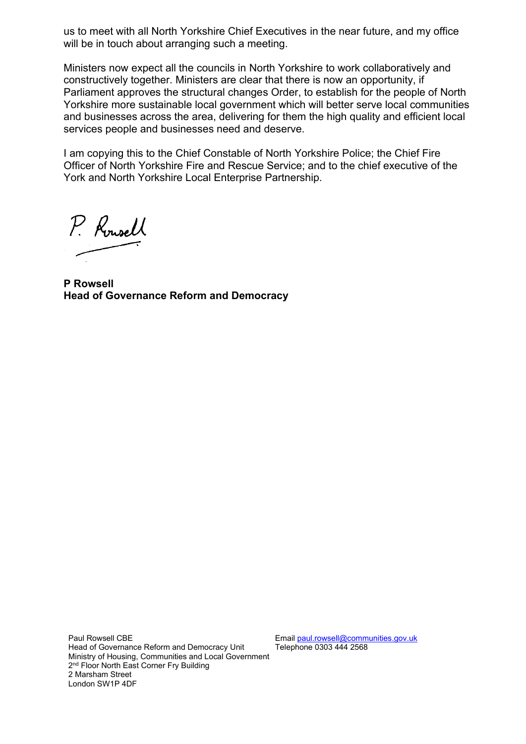us to meet with all North Yorkshire Chief Executives in the near future, and my office will be in touch about arranging such a meeting.

Ministers now expect all the councils in North Yorkshire to work collaboratively and constructively together. Ministers are clear that there is now an opportunity, if Parliament approves the structural changes Order, to establish for the people of North Yorkshire more sustainable local government which will better serve local communities and businesses across the area, delivering for them the high quality and efficient local services people and businesses need and deserve.

I am copying this to the Chief Constable of North Yorkshire Police; the Chief Fire Officer of North Yorkshire Fire and Rescue Service; and to the chief executive of the York and North Yorkshire Local Enterprise Partnership.

P. Rowsell

**P Rowsell**
**Head of Governance Reform and Democracy**

Paul Rowsell CBE
Head of Governance Reform and Democracy Unit
Ministry of Housing, Communities and Local Government
2nd Floor North East Corner Fry Building
2 Marsham Street
London SW1P 4DF

Email paul.rowsell@communities.gov.uk
Telephone 0303 444 2568